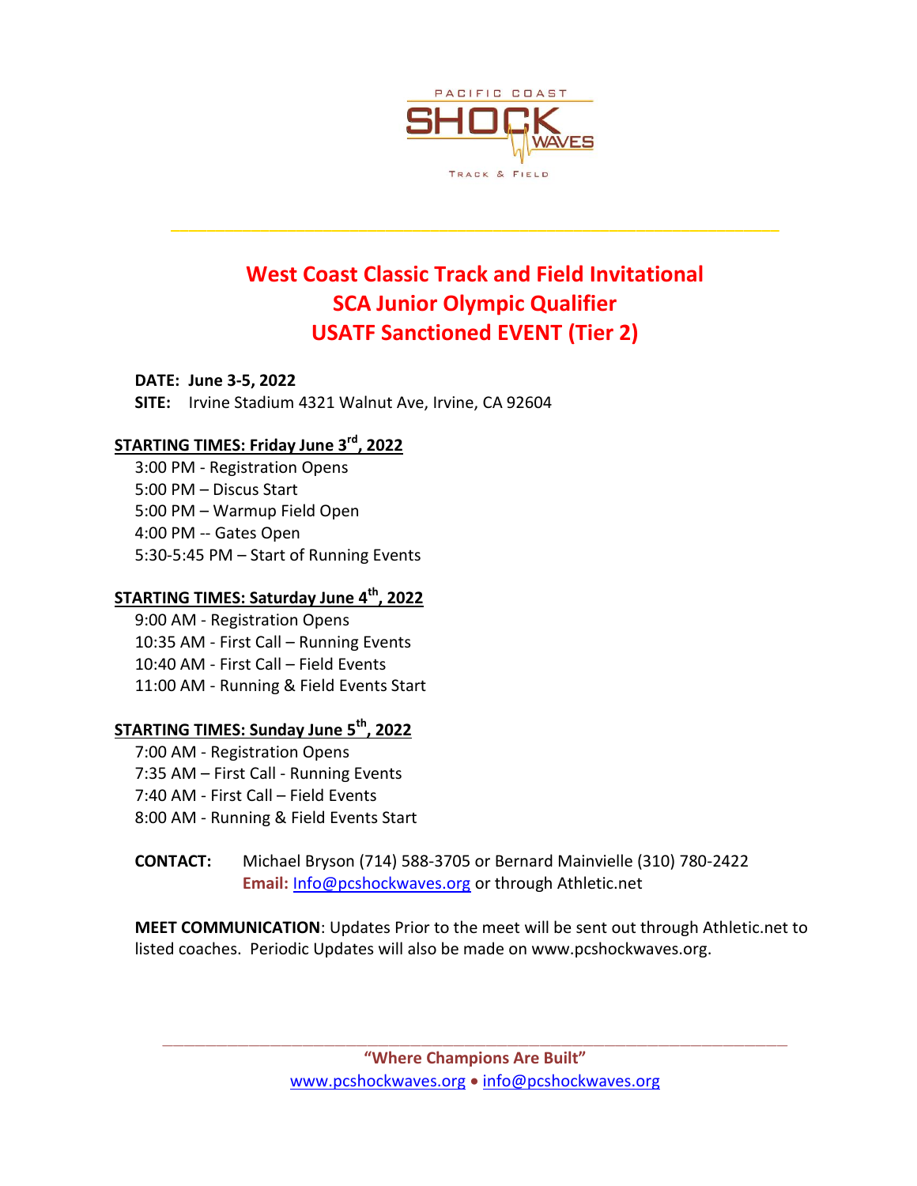PACIFIC COAST SHOCK WAVES

TRACK & FIELD

# West Coast Classic Track and Field Invitational
# SCA Junior Olympic Qualifier
# USATF Sanctioned EVENT (Tier 2)

**DATE: June 3-5, 2022**
**SITE:** Irvine Stadium 4321 Walnut Ave, Irvine, CA 92604

## STARTING TIMES: Friday June 3rd, 2022

3:00 PM - Registration Opens
5:00 PM – Discus Start
5:00 PM – Warmup Field Open
4:00 PM -- Gates Open
5:30-5:45 PM – Start of Running Events

## STARTING TIMES: Saturday June 4th, 2022

9:00 AM - Registration Opens
10:35 AM - First Call – Running Events
10:40 AM - First Call – Field Events
11:00 AM - Running & Field Events Start

## STARTING TIMES: Sunday June 5th, 2022

7:00 AM - Registration Opens
7:35 AM – First Call - Running Events
7:40 AM - First Call – Field Events
8:00 AM - Running & Field Events Start

**CONTACT:** Michael Bryson (714) 588-3705 or Bernard Mainvielle (310) 780-2422
**Email:** Info@pcshockwaves.org or through Athletic.net

**MEET COMMUNICATION**: Updates Prior to the meet will be sent out through Athletic.net to listed coaches. Periodic Updates will also be made on www.pcshockwaves.org.

**"Where Champions Are Built"**
www.pcshockwaves.org • info@pcshockwaves.org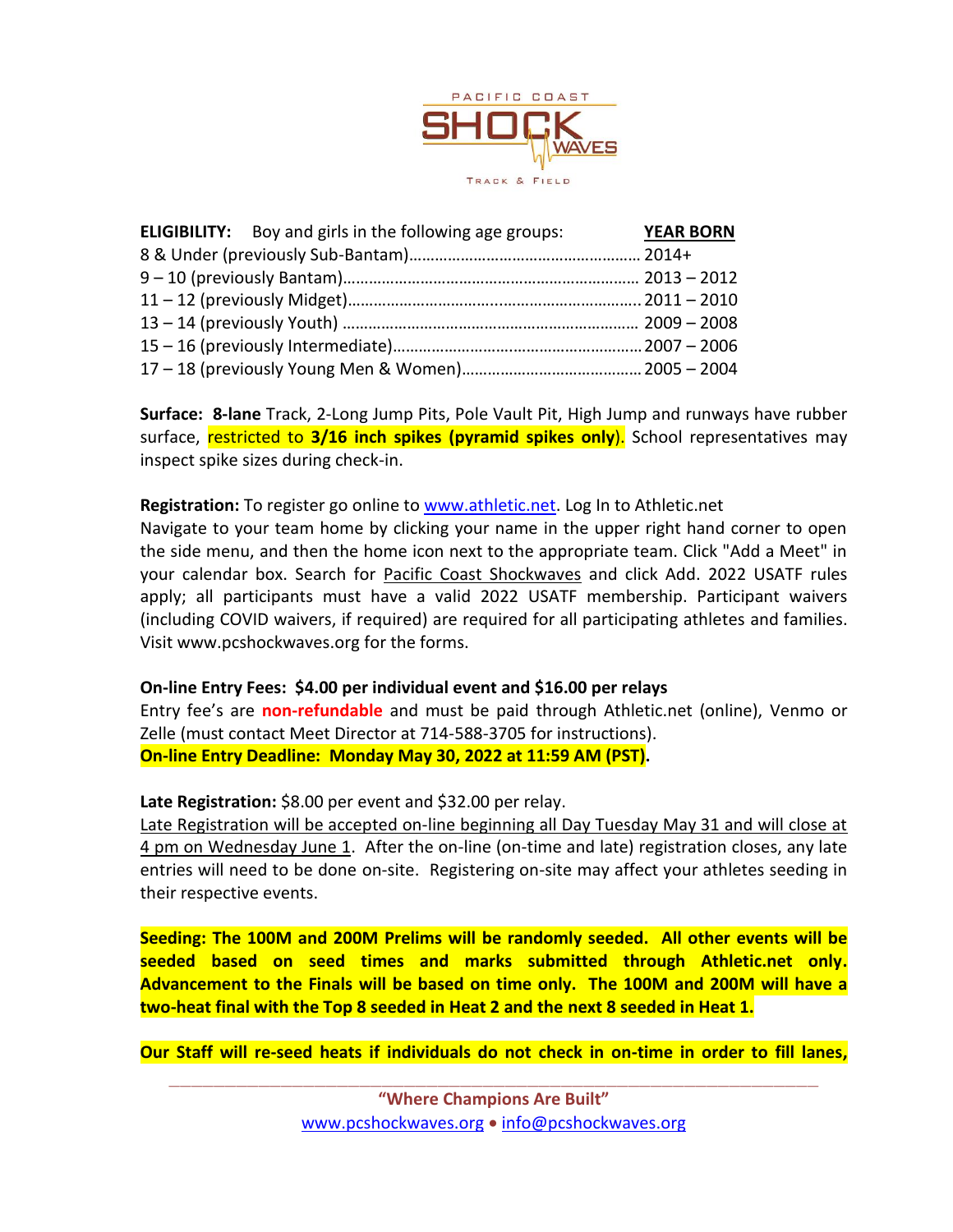PACIFIC COAST

SHOCK WAVES

TRACK & FIELD

| **ELIGIBILITY:** Boy and girls in the following age groups: | **YEAR BORN** |
| --- | --- |
| 8 & Under (previously Sub-Bantam) | 2014+ |
| 9 – 10 (previously Bantam) | 2013 – 2012 |
| 11 – 12 (previously Midget) | 2011 – 2010 |
| 13 – 14 (previously Youth) | 2009 – 2008 |
| 15 – 16 (previously Intermediate) | 2007 – 2006 |
| 17 – 18 (previously Young Men & Women) | 2005 – 2004 |

**Surface: 8-lane** Track, 2-Long Jump Pits, Pole Vault Pit, High Jump and runways have rubber surface, restricted to **3/16 inch spikes (pyramid spikes only**). School representatives may inspect spike sizes during check-in.

**Registration:** To register go online to www.athletic.net. Log In to Athletic.net
Navigate to your team home by clicking your name in the upper right hand corner to open the side menu, and then the home icon next to the appropriate team. Click "Add a Meet" in your calendar box. Search for Pacific Coast Shockwaves and click Add. 2022 USATF rules apply; all participants must have a valid 2022 USATF membership. Participant waivers (including COVID waivers, if required) are required for all participating athletes and families. Visit www.pcshockwaves.org for the forms.

**On-line Entry Fees: $4.00 per individual event and $16.00 per relays**
Entry fee's are **non-refundable** and must be paid through Athletic.net (online), Venmo or Zelle (must contact Meet Director at 714-588-3705 for instructions).
**On-line Entry Deadline: Monday May 30, 2022 at 11:59 AM (PST).**

**Late Registration:** $8.00 per event and $32.00 per relay.
Late Registration will be accepted on-line beginning all Day Tuesday May 31 and will close at 4 pm on Wednesday June 1. After the on-line (on-time and late) registration closes, any late entries will need to be done on-site. Registering on-site may affect your athletes seeding in their respective events.

**Seeding: The 100M and 200M Prelims will be randomly seeded. All other events will be seeded based on seed times and marks submitted through Athletic.net only. Advancement to the Finals will be based on time only. The 100M and 200M will have a two-heat final with the Top 8 seeded in Heat 2 and the next 8 seeded in Heat 1.**

**Our Staff will re-seed heats if individuals do not check in on-time in order to fill lanes,**

**"Where Champions Are Built"**
www.pcshockwaves.org • info@pcshockwaves.org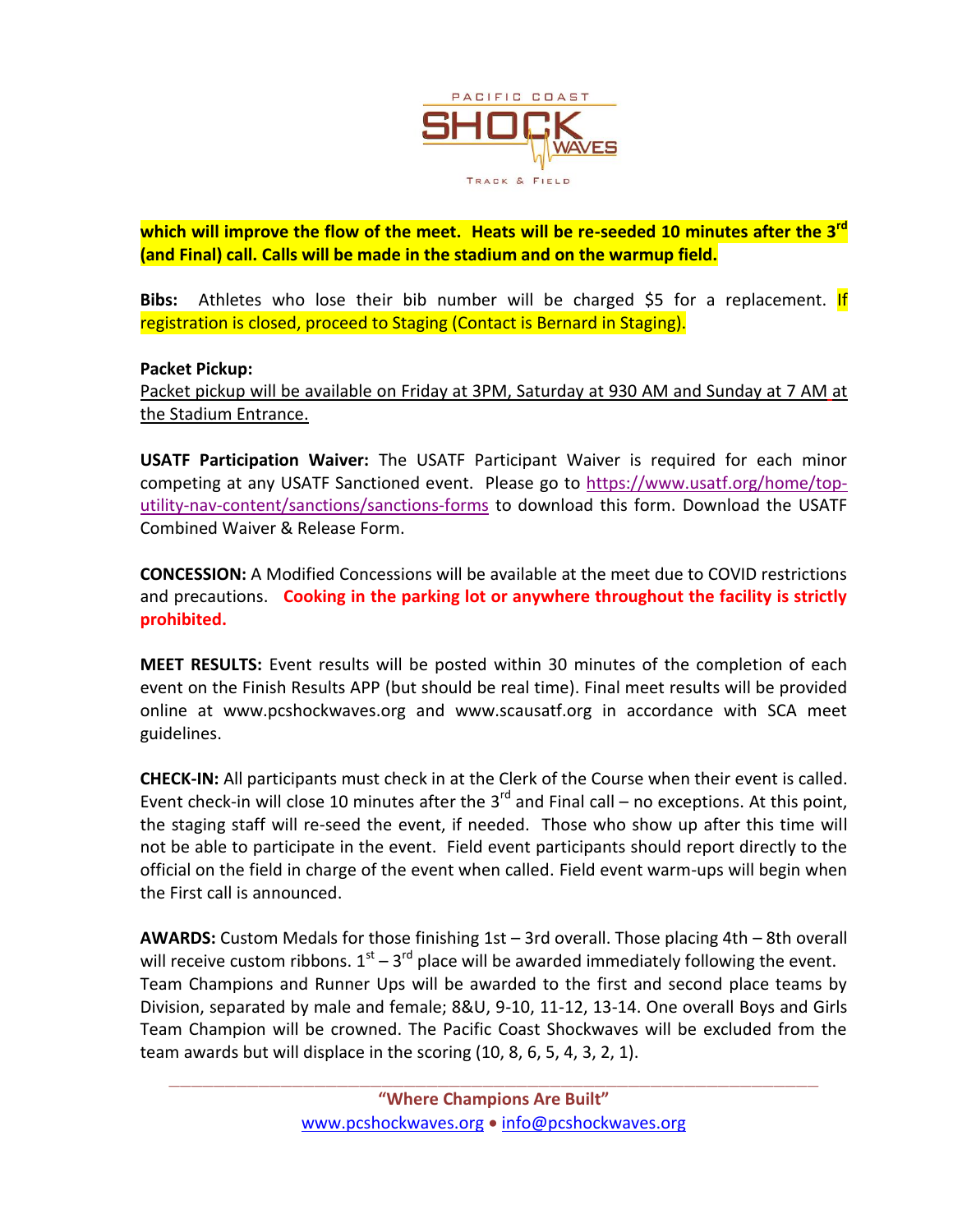**which will improve the flow of the meet. Heats will be re-seeded 10 minutes after the 3rd (and Final) call. Calls will be made in the stadium and on the warmup field.**

**Bibs:** Athletes who lose their bib number will be charged $5 for a replacement. If registration is closed, proceed to Staging (Contact is Bernard in Staging).

**Packet Pickup:**
Packet pickup will be available on Friday at 3PM, Saturday at 930 AM and Sunday at 7 AM at the Stadium Entrance.

**USATF Participation Waiver:** The USATF Participant Waiver is required for each minor competing at any USATF Sanctioned event. Please go to https://www.usatf.org/home/top-utility-nav-content/sanctions/sanctions-forms to download this form. Download the USATF Combined Waiver & Release Form.

**CONCESSION:** A Modified Concessions will be available at the meet due to COVID restrictions and precautions. **Cooking in the parking lot or anywhere throughout the facility is strictly prohibited.**

**MEET RESULTS:** Event results will be posted within 30 minutes of the completion of each event on the Finish Results APP (but should be real time). Final meet results will be provided online at www.pcshockwaves.org and www.scausatf.org in accordance with SCA meet guidelines.

**CHECK-IN:** All participants must check in at the Clerk of the Course when their event is called. Event check-in will close 10 minutes after the 3rd and Final call – no exceptions. At this point, the staging staff will re-seed the event, if needed. Those who show up after this time will not be able to participate in the event. Field event participants should report directly to the official on the field in charge of the event when called. Field event warm-ups will begin when the First call is announced.

**AWARDS:** Custom Medals for those finishing 1st – 3rd overall. Those placing 4th – 8th overall will receive custom ribbons. 1st – 3rd place will be awarded immediately following the event. Team Champions and Runner Ups will be awarded to the first and second place teams by Division, separated by male and female; 8&U, 9-10, 11-12, 13-14. One overall Boys and Girls Team Champion will be crowned. The Pacific Coast Shockwaves will be excluded from the team awards but will displace in the scoring (10, 8, 6, 5, 4, 3, 2, 1).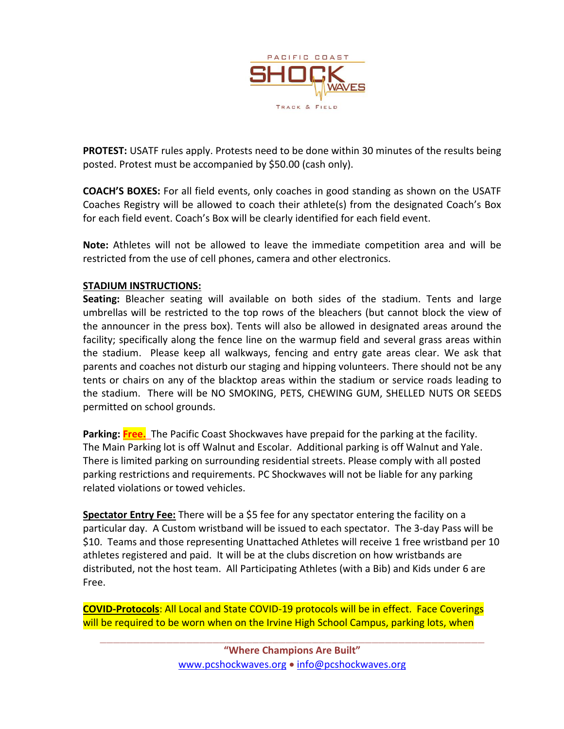**PROTEST:** USATF rules apply. Protests need to be done within 30 minutes of the results being posted. Protest must be accompanied by $50.00 (cash only).

**COACH'S BOXES:** For all field events, only coaches in good standing as shown on the USATF Coaches Registry will be allowed to coach their athlete(s) from the designated Coach's Box for each field event. Coach's Box will be clearly identified for each field event.

**Note:** Athletes will not be allowed to leave the immediate competition area and will be restricted from the use of cell phones, camera and other electronics.

**STADIUM INSTRUCTIONS:**

**Seating:** Bleacher seating will available on both sides of the stadium. Tents and large umbrellas will be restricted to the top rows of the bleachers (but cannot block the view of the announcer in the press box). Tents will also be allowed in designated areas around the facility; specifically along the fence line on the warmup field and several grass areas within the stadium. Please keep all walkways, fencing and entry gate areas clear. We ask that parents and coaches not disturb our staging and hipping volunteers. There should not be any tents or chairs on any of the blacktop areas within the stadium or service roads leading to the stadium. There will be NO SMOKING, PETS, CHEWING GUM, SHELLED NUTS OR SEEDS permitted on school grounds.

**Parking:** **Free.** The Pacific Coast Shockwaves have prepaid for the parking at the facility. The Main Parking lot is off Walnut and Escolar. Additional parking is off Walnut and Yale. There is limited parking on surrounding residential streets. Please comply with all posted parking restrictions and requirements. PC Shockwaves will not be liable for any parking related violations or towed vehicles.

**Spectator Entry Fee:** There will be a $5 fee for any spectator entering the facility on a particular day. A Custom wristband will be issued to each spectator. The 3-day Pass will be $10. Teams and those representing Unattached Athletes will receive 1 free wristband per 10 athletes registered and paid. It will be at the clubs discretion on how wristbands are distributed, not the host team. All Participating Athletes (with a Bib) and Kids under 6 are Free.

**COVID-Protocols**: All Local and State COVID-19 protocols will be in effect. Face Coverings will be required to be worn when on the Irvine High School Campus, parking lots, when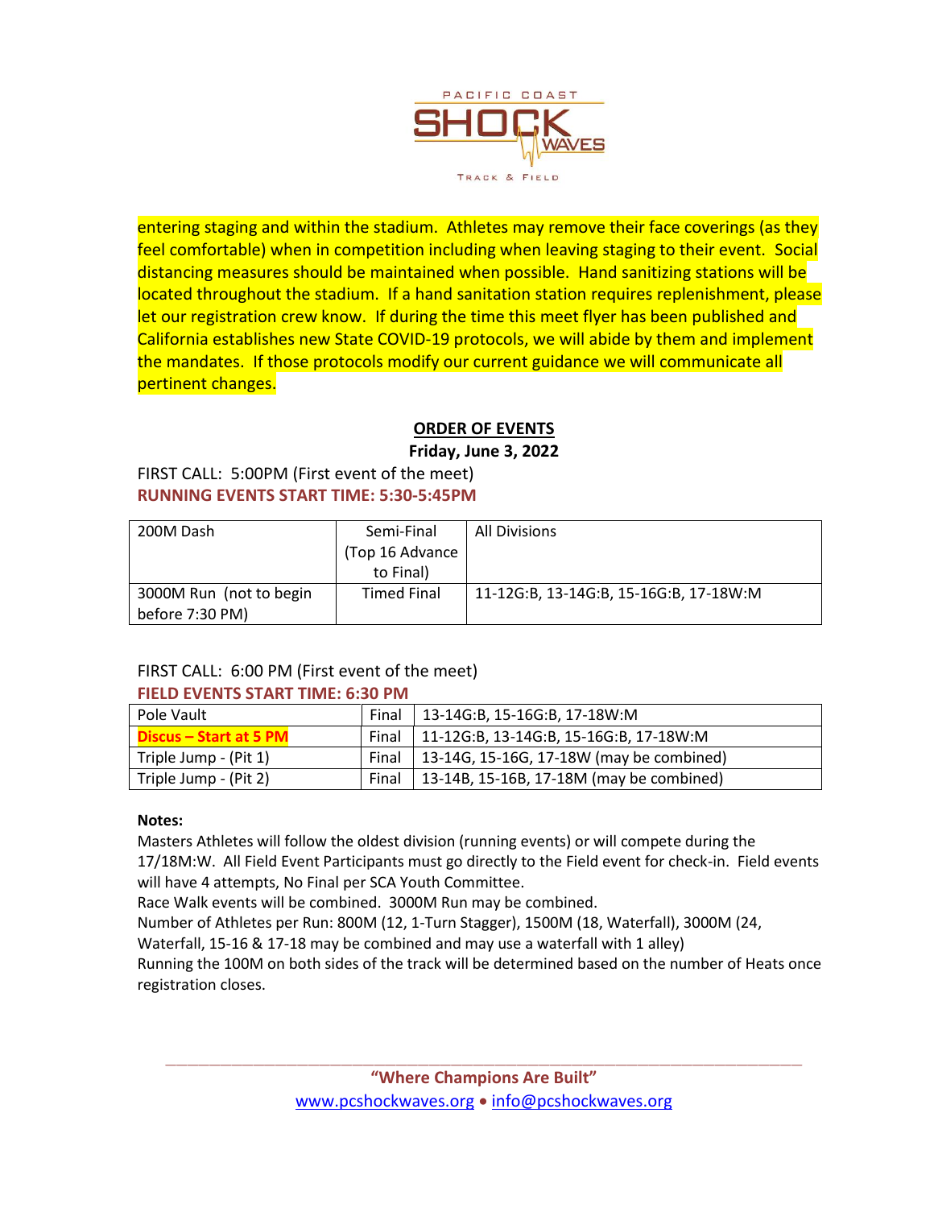entering staging and within the stadium. Athletes may remove their face coverings (as they feel comfortable) when in competition including when leaving staging to their event. Social distancing measures should be maintained when possible. Hand sanitizing stations will be located throughout the stadium. If a hand sanitation station requires replenishment, please let our registration crew know. If during the time this meet flyer has been published and California establishes new State COVID-19 protocols, we will abide by them and implement the mandates. If those protocols modify our current guidance we will communicate all pertinent changes.

## ORDER OF EVENTS

**Friday, June 3, 2022**

FIRST CALL: 5:00PM (First event of the meet)

**RUNNING EVENTS START TIME: 5:30-5:45PM**

| | | |
|---|---|---|
| 200M Dash | Semi-Final (Top 16 Advance to Final) | All Divisions |
| 3000M Run (not to begin before 7:30 PM) | Timed Final | 11-12G:B, 13-14G:B, 15-16G:B, 17-18W:M |

FIRST CALL: 6:00 PM (First event of the meet)

**FIELD EVENTS START TIME: 6:30 PM**

| | | |
|---|---|---|
| Pole Vault | Final | 13-14G:B, 15-16G:B, 17-18W:M |
| **Discus – Start at 5 PM** | Final | 11-12G:B, 13-14G:B, 15-16G:B, 17-18W:M |
| Triple Jump - (Pit 1) | Final | 13-14G, 15-16G, 17-18W (may be combined) |
| Triple Jump - (Pit 2) | Final | 13-14B, 15-16B, 17-18M (may be combined) |

**Notes:**

Masters Athletes will follow the oldest division (running events) or will compete during the 17/18M:W. All Field Event Participants must go directly to the Field event for check-in. Field events will have 4 attempts, No Final per SCA Youth Committee.

Race Walk events will be combined. 3000M Run may be combined.

Number of Athletes per Run: 800M (12, 1-Turn Stagger), 1500M (18, Waterfall), 3000M (24, Waterfall, 15-16 & 17-18 may be combined and may use a waterfall with 1 alley)

Running the 100M on both sides of the track will be determined based on the number of Heats once registration closes.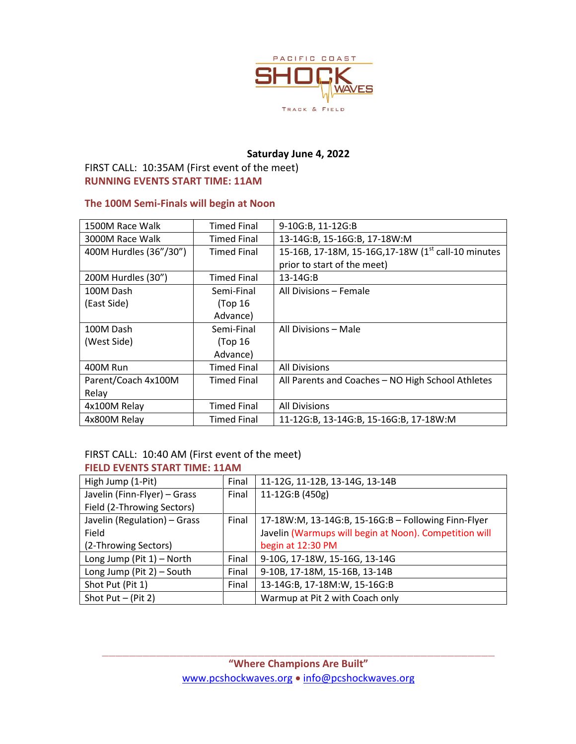**Saturday June 4, 2022**

FIRST CALL: 10:35AM (First event of the meet)

**RUNNING EVENTS START TIME: 11AM**

**The 100M Semi-Finals will begin at Noon**

| Event | Type | Divisions |
|---|---|---|
| 1500M Race Walk | Timed Final | 9-10G:B, 11-12G:B |
| 3000M Race Walk | Timed Final | 13-14G:B, 15-16G:B, 17-18W:M |
| 400M Hurdles (36"/30") | Timed Final | 15-16B, 17-18M, 15-16G,17-18W (1st call-10 minutes prior to start of the meet) |
| 200M Hurdles (30") | Timed Final | 13-14G:B |
| 100M Dash (East Side) | Semi-Final (Top 16 Advance) | All Divisions – Female |
| 100M Dash (West Side) | Semi-Final (Top 16 Advance) | All Divisions – Male |
| 400M Run | Timed Final | All Divisions |
| Parent/Coach 4x100M Relay | Timed Final | All Parents and Coaches – NO High School Athletes |
| 4x100M Relay | Timed Final | All Divisions |
| 4x800M Relay | Timed Final | 11-12G:B, 13-14G:B, 15-16G:B, 17-18W:M |

FIRST CALL: 10:40 AM (First event of the meet)

**FIELD EVENTS START TIME: 11AM**

| Event | Type | Divisions |
|---|---|---|
| High Jump (1-Pit) | Final | 11-12G, 11-12B, 13-14G, 13-14B |
| Javelin (Finn-Flyer) – Grass Field (2-Throwing Sectors) | Final | 11-12G:B (450g) |
| Javelin (Regulation) – Grass Field (2-Throwing Sectors) | Final | 17-18W:M, 13-14G:B, 15-16G:B – Following Finn-Flyer Javelin (Warmups will begin at Noon). Competition will begin at 12:30 PM |
| Long Jump (Pit 1) – North | Final | 9-10G, 17-18W, 15-16G, 13-14G |
| Long Jump (Pit 2) – South | Final | 9-10B, 17-18M, 15-16B, 13-14B |
| Shot Put (Pit 1) | Final | 13-14G:B, 17-18M:W, 15-16G:B |
| Shot Put – (Pit 2) | | Warmup at Pit 2 with Coach only |

**"Where Champions Are Built"**

www.pcshockwaves.org • info@pcshockwaves.org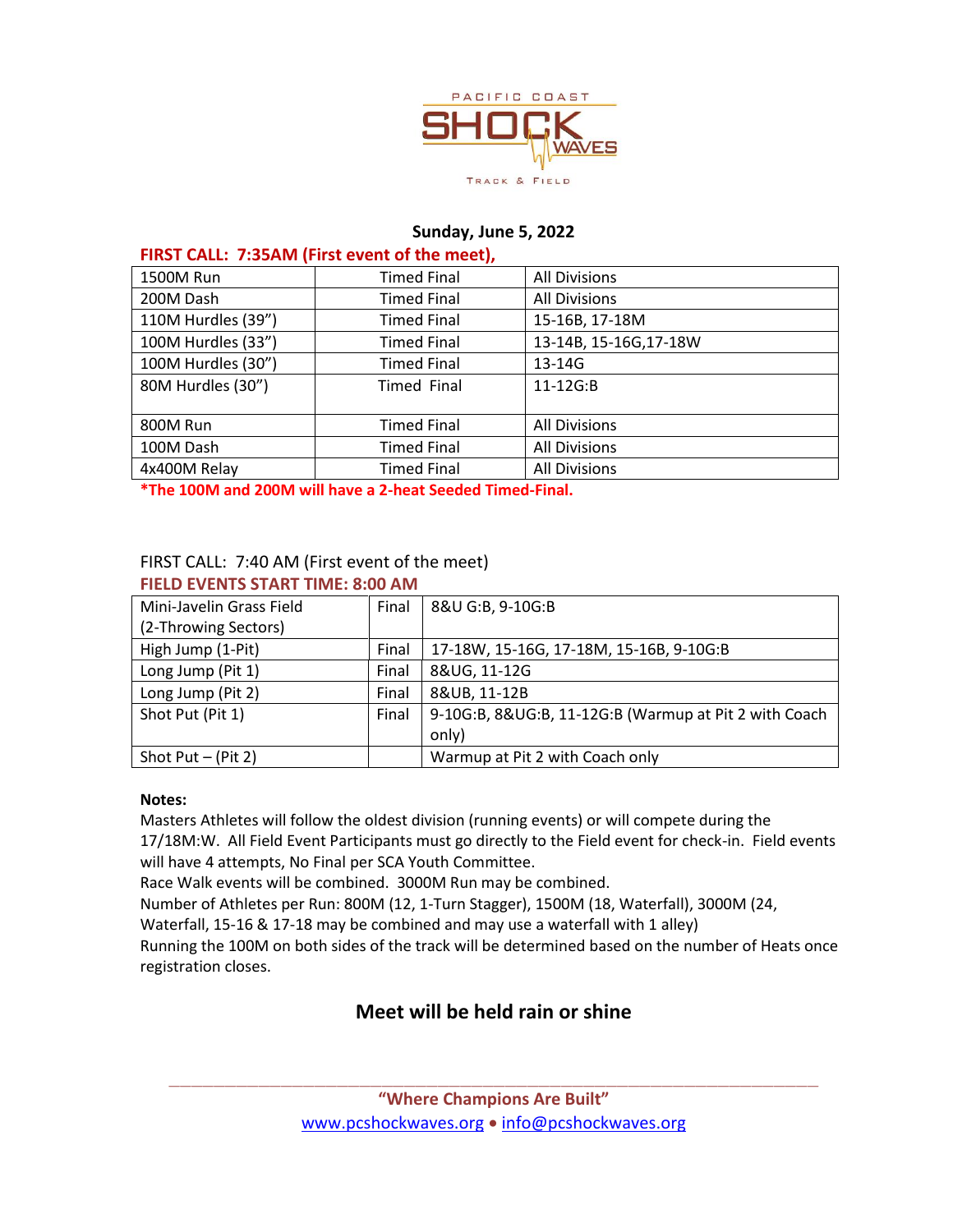PACIFIC COAST

SHOCK WAVES

TRACK & FIELD

**Sunday, June 5, 2022**

**FIRST CALL: 7:35AM (First event of the meet),**

| | | |
|---|---|---|
| 1500M Run | Timed Final | All Divisions |
| 200M Dash | Timed Final | All Divisions |
| 110M Hurdles (39") | Timed Final | 15-16B, 17-18M |
| 100M Hurdles (33") | Timed Final | 13-14B, 15-16G,17-18W |
| 100M Hurdles (30") | Timed Final | 13-14G |
| 80M Hurdles (30") | Timed Final | 11-12G:B |
| 800M Run | Timed Final | All Divisions |
| 100M Dash | Timed Final | All Divisions |
| 4x400M Relay | Timed Final | All Divisions |

**\*The 100M and 200M will have a 2-heat Seeded Timed-Final.**

FIRST CALL: 7:40 AM (First event of the meet)

**FIELD EVENTS START TIME: 8:00 AM**

| | | |
|---|---|---|
| Mini-Javelin Grass Field (2-Throwing Sectors) | Final | 8&U G:B, 9-10G:B |
| High Jump (1-Pit) | Final | 17-18W, 15-16G, 17-18M, 15-16B, 9-10G:B |
| Long Jump (Pit 1) | Final | 8&UG, 11-12G |
| Long Jump (Pit 2) | Final | 8&UB, 11-12B |
| Shot Put (Pit 1) | Final | 9-10G:B, 8&UG:B, 11-12G:B (Warmup at Pit 2 with Coach only) |
| Shot Put – (Pit 2) | | Warmup at Pit 2 with Coach only |

**Notes:**

Masters Athletes will follow the oldest division (running events) or will compete during the 17/18M:W. All Field Event Participants must go directly to the Field event for check-in. Field events will have 4 attempts, No Final per SCA Youth Committee.

Race Walk events will be combined. 3000M Run may be combined.

Number of Athletes per Run: 800M (12, 1-Turn Stagger), 1500M (18, Waterfall), 3000M (24, Waterfall, 15-16 & 17-18 may be combined and may use a waterfall with 1 alley)

Running the 100M on both sides of the track will be determined based on the number of Heats once registration closes.

## Meet will be held rain or shine

**"Where Champions Are Built"**

www.pcshockwaves.org • info@pcshockwaves.org